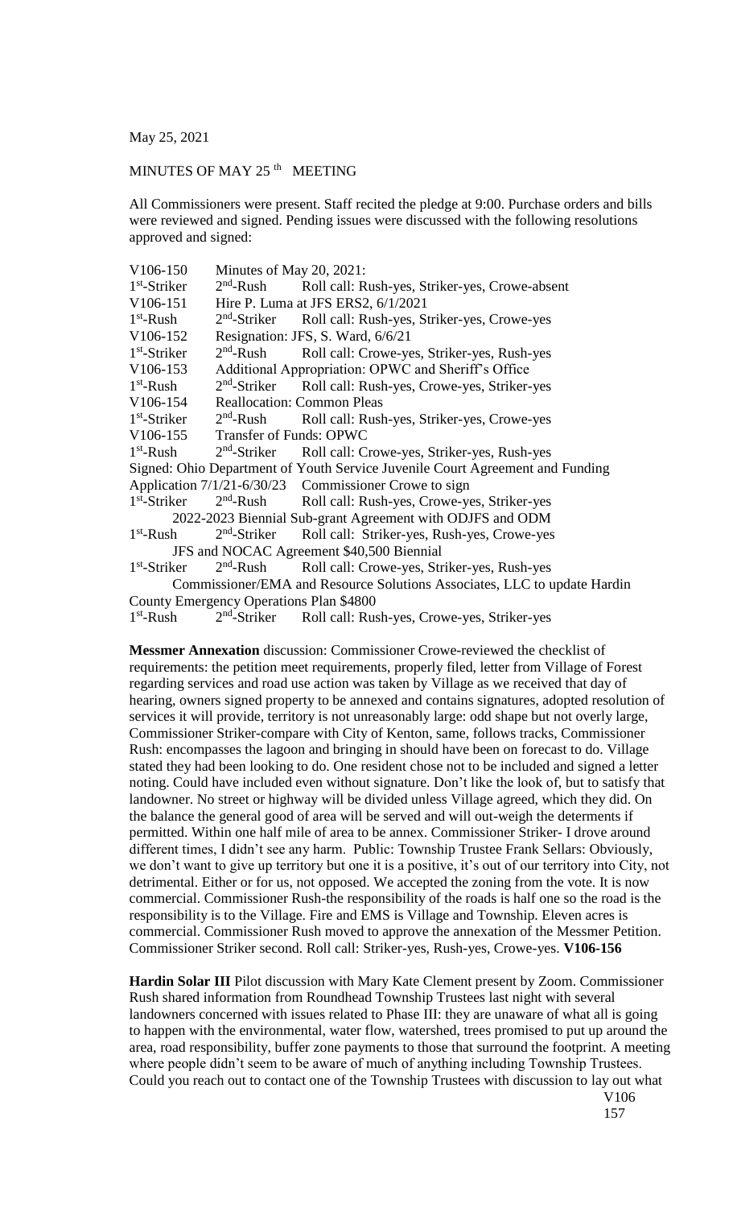May 25, 2021

MINUTES OF MAY 25th MEETING

All Commissioners were present. Staff recited the pledge at 9:00. Purchase orders and bills were reviewed and signed. Pending issues were discussed with the following resolutions approved and signed:

V106-150 Minutes of May 20, 2021:
1st-Striker 2nd-Rush Roll call: Rush-yes, Striker-yes, Crowe-absent
V106-151 Hire P. Luma at JFS ERS2, 6/1/2021
1st-Rush 2nd-Striker Roll call: Rush-yes, Striker-yes, Crowe-yes
V106-152 Resignation: JFS, S. Ward, 6/6/21
1st-Striker 2nd-Rush Roll call: Crowe-yes, Striker-yes, Rush-yes
V106-153 Additional Appropriation: OPWC and Sheriff's Office
1st-Rush 2nd-Striker Roll call: Rush-yes, Crowe-yes, Striker-yes
V106-154 Reallocation: Common Pleas
1st-Striker 2nd-Rush Roll call: Rush-yes, Striker-yes, Crowe-yes
V106-155 Transfer of Funds: OPWC
1st-Rush 2nd-Striker Roll call: Crowe-yes, Striker-yes, Rush-yes
Signed: Ohio Department of Youth Service Juvenile Court Agreement and Funding Application 7/1/21-6/30/23 Commissioner Crowe to sign
1st-Striker 2nd-Rush Roll call: Rush-yes, Crowe-yes, Striker-yes
2022-2023 Biennial Sub-grant Agreement with ODJFS and ODM
1st-Rush 2nd-Striker Roll call: Striker-yes, Rush-yes, Crowe-yes
JFS and NOCAC Agreement $40,500 Biennial
1st-Striker 2nd-Rush Roll call: Crowe-yes, Striker-yes, Rush-yes
Commissioner/EMA and Resource Solutions Associates, LLC to update Hardin County Emergency Operations Plan $4800
1st-Rush 2nd-Striker Roll call: Rush-yes, Crowe-yes, Striker-yes

**Messmer Annexation** discussion: Commissioner Crowe-reviewed the checklist of requirements: the petition meet requirements, properly filed, letter from Village of Forest regarding services and road use action was taken by Village as we received that day of hearing, owners signed property to be annexed and contains signatures, adopted resolution of services it will provide, territory is not unreasonably large: odd shape but not overly large, Commissioner Striker-compare with City of Kenton, same, follows tracks, Commissioner Rush: encompasses the lagoon and bringing in should have been on forecast to do. Village stated they had been looking to do. One resident chose not to be included and signed a letter noting. Could have included even without signature. Don't like the look of, but to satisfy that landowner. No street or highway will be divided unless Village agreed, which they did. On the balance the general good of area will be served and will out-weigh the determents if permitted. Within one half mile of area to be annex. Commissioner Striker- I drove around different times, I didn't see any harm. Public: Township Trustee Frank Sellars: Obviously, we don't want to give up territory but one it is a positive, it's out of our territory into City, not detrimental. Either or for us, not opposed. We accepted the zoning from the vote. It is now commercial. Commissioner Rush-the responsibility of the roads is half one so the road is the responsibility is to the Village. Fire and EMS is Village and Township. Eleven acres is commercial. Commissioner Rush moved to approve the annexation of the Messmer Petition. Commissioner Striker second. Roll call: Striker-yes, Rush-yes, Crowe-yes. **V106-156**

**Hardin Solar III** Pilot discussion with Mary Kate Clement present by Zoom. Commissioner Rush shared information from Roundhead Township Trustees last night with several landowners concerned with issues related to Phase III: they are unaware of what all is going to happen with the environmental, water flow, watershed, trees promised to put up around the area, road responsibility, buffer zone payments to those that surround the footprint. A meeting where people didn't seem to be aware of much of anything including Township Trustees. Could you reach out to contact one of the Township Trustees with discussion to lay out what

V106
157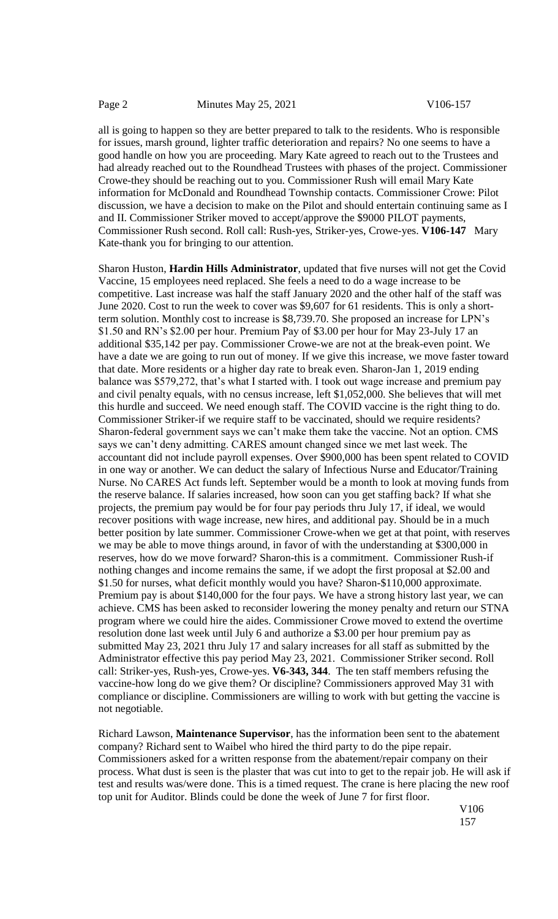all is going to happen so they are better prepared to talk to the residents. Who is responsible for issues, marsh ground, lighter traffic deterioration and repairs? No one seems to have a good handle on how you are proceeding. Mary Kate agreed to reach out to the Trustees and had already reached out to the Roundhead Trustees with phases of the project. Commissioner Crowe-they should be reaching out to you. Commissioner Rush will email Mary Kate information for McDonald and Roundhead Township contacts. Commissioner Crowe: Pilot discussion, we have a decision to make on the Pilot and should entertain continuing same as I and II. Commissioner Striker moved to accept/approve the $9000 PILOT payments, Commissioner Rush second. Roll call: Rush-yes, Striker-yes, Crowe-yes. **V106-147** Mary Kate-thank you for bringing to our attention.

Sharon Huston, **Hardin Hills Administrator**, updated that five nurses will not get the Covid Vaccine, 15 employees need replaced. She feels a need to do a wage increase to be competitive. Last increase was half the staff January 2020 and the other half of the staff was June 2020. Cost to run the week to cover was $9,607 for 61 residents. This is only a short-term solution. Monthly cost to increase is $8,739.70. She proposed an increase for LPN's $1.50 and RN's $2.00 per hour. Premium Pay of $3.00 per hour for May 23-July 17 an additional $35,142 per pay. Commissioner Crowe-we are not at the break-even point. We have a date we are going to run out of money. If we give this increase, we move faster toward that date. More residents or a higher day rate to break even. Sharon-Jan 1, 2019 ending balance was $579,272, that's what I started with. I took out wage increase and premium pay and civil penalty equals, with no census increase, left $1,052,000. She believes that will met this hurdle and succeed. We need enough staff. The COVID vaccine is the right thing to do. Commissioner Striker-if we require staff to be vaccinated, should we require residents? Sharon-federal government says we can't make them take the vaccine. Not an option. CMS says we can't deny admitting. CARES amount changed since we met last week. The accountant did not include payroll expenses. Over $900,000 has been spent related to COVID in one way or another. We can deduct the salary of Infectious Nurse and Educator/Training Nurse. No CARES Act funds left. September would be a month to look at moving funds from the reserve balance. If salaries increased, how soon can you get staffing back? If what she projects, the premium pay would be for four pay periods thru July 17, if ideal, we would recover positions with wage increase, new hires, and additional pay. Should be in a much better position by late summer. Commissioner Crowe-when we get at that point, with reserves we may be able to move things around, in favor of with the understanding at $300,000 in reserves, how do we move forward? Sharon-this is a commitment. Commissioner Rush-if nothing changes and income remains the same, if we adopt the first proposal at $2.00 and $1.50 for nurses, what deficit monthly would you have? Sharon-$110,000 approximate. Premium pay is about $140,000 for the four pays. We have a strong history last year, we can achieve. CMS has been asked to reconsider lowering the money penalty and return our STNA program where we could hire the aides. Commissioner Crowe moved to extend the overtime resolution done last week until July 6 and authorize a $3.00 per hour premium pay as submitted May 23, 2021 thru July 17 and salary increases for all staff as submitted by the Administrator effective this pay period May 23, 2021. Commissioner Striker second. Roll call: Striker-yes, Rush-yes, Crowe-yes. **V6-343, 344**. The ten staff members refusing the vaccine-how long do we give them? Or discipline? Commissioners approved May 31 with compliance or discipline. Commissioners are willing to work with but getting the vaccine is not negotiable.

Richard Lawson, **Maintenance Supervisor**, has the information been sent to the abatement company? Richard sent to Waibel who hired the third party to do the pipe repair. Commissioners asked for a written response from the abatement/repair company on their process. What dust is seen is the plaster that was cut into to get to the repair job. He will ask if test and results was/were done. This is a timed request. The crane is here placing the new roof top unit for Auditor. Blinds could be done the week of June 7 for first floor.

V106
157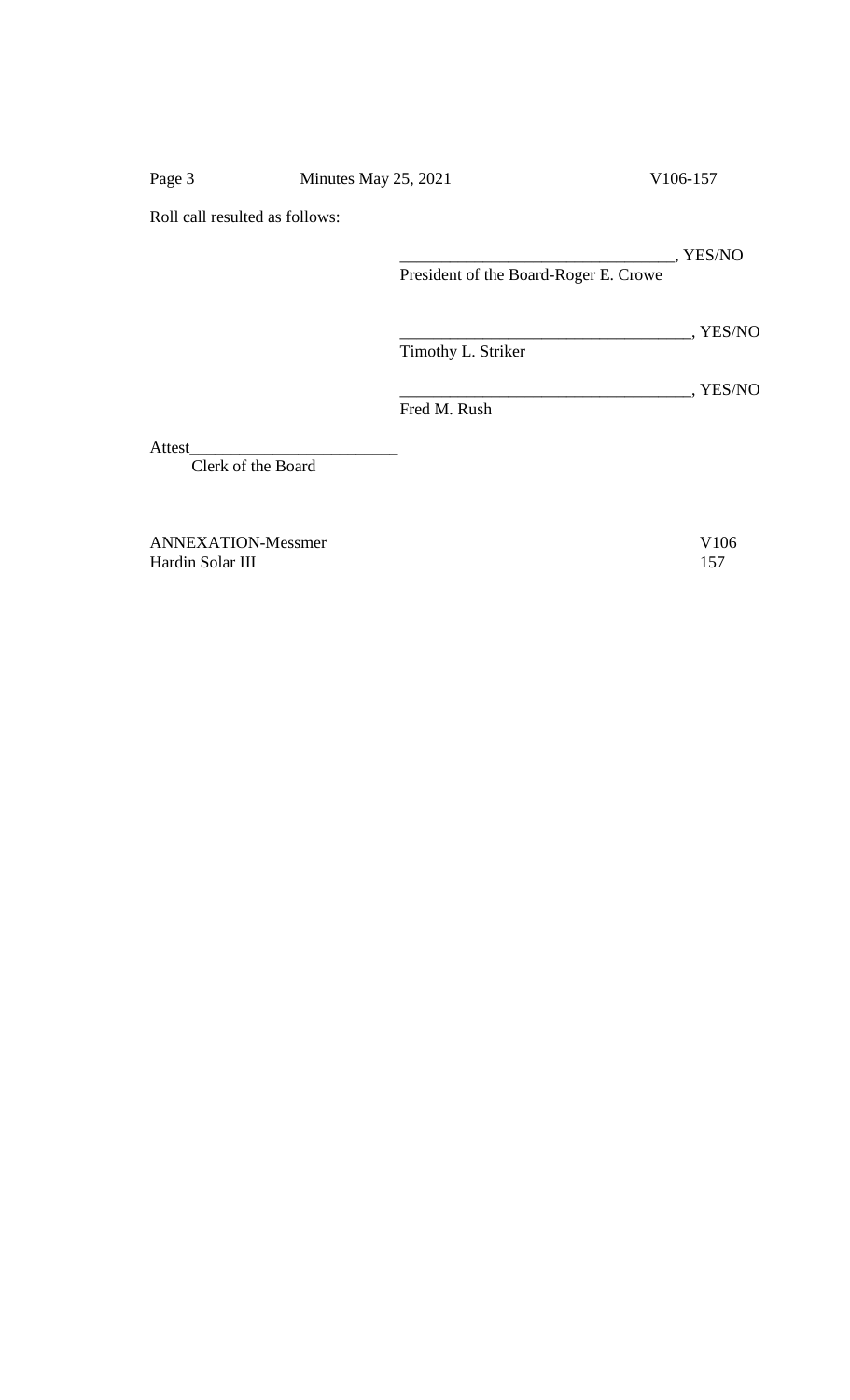Roll call resulted as follows:

________________________________, YES/NO
President of the Board-Roger E. Crowe

__________________________________, YES/NO
Timothy L. Striker

__________________________________, YES/NO
Fred M. Rush

Attest________________________
Clerk of the Board

ANNEXATION-Messmer V106
Hardin Solar III 157